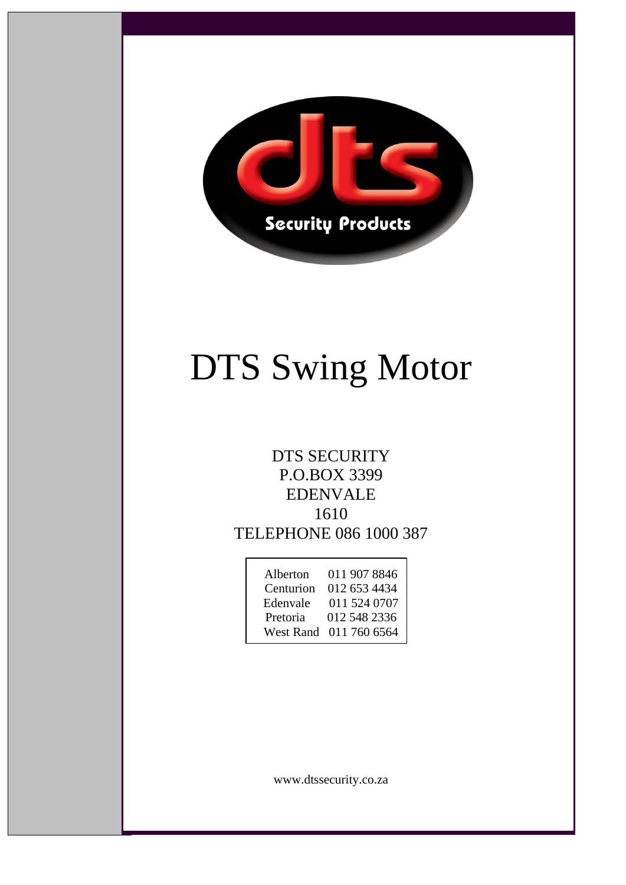dts

Security Products

# DTS Swing Motor

DTS SECURITY
P.O.BOX 3399
EDENVALE
1610
TELEPHONE 086 1000 387

| | |
|---|---|
| Alberton | 011 907 8846 |
| Centurion | 012 653 4434 |
| Edenvale | 011 524 0707 |
| Pretoria | 012 548 2336 |
| West Rand | 011 760 6564 |

www.dtssecurity.co.za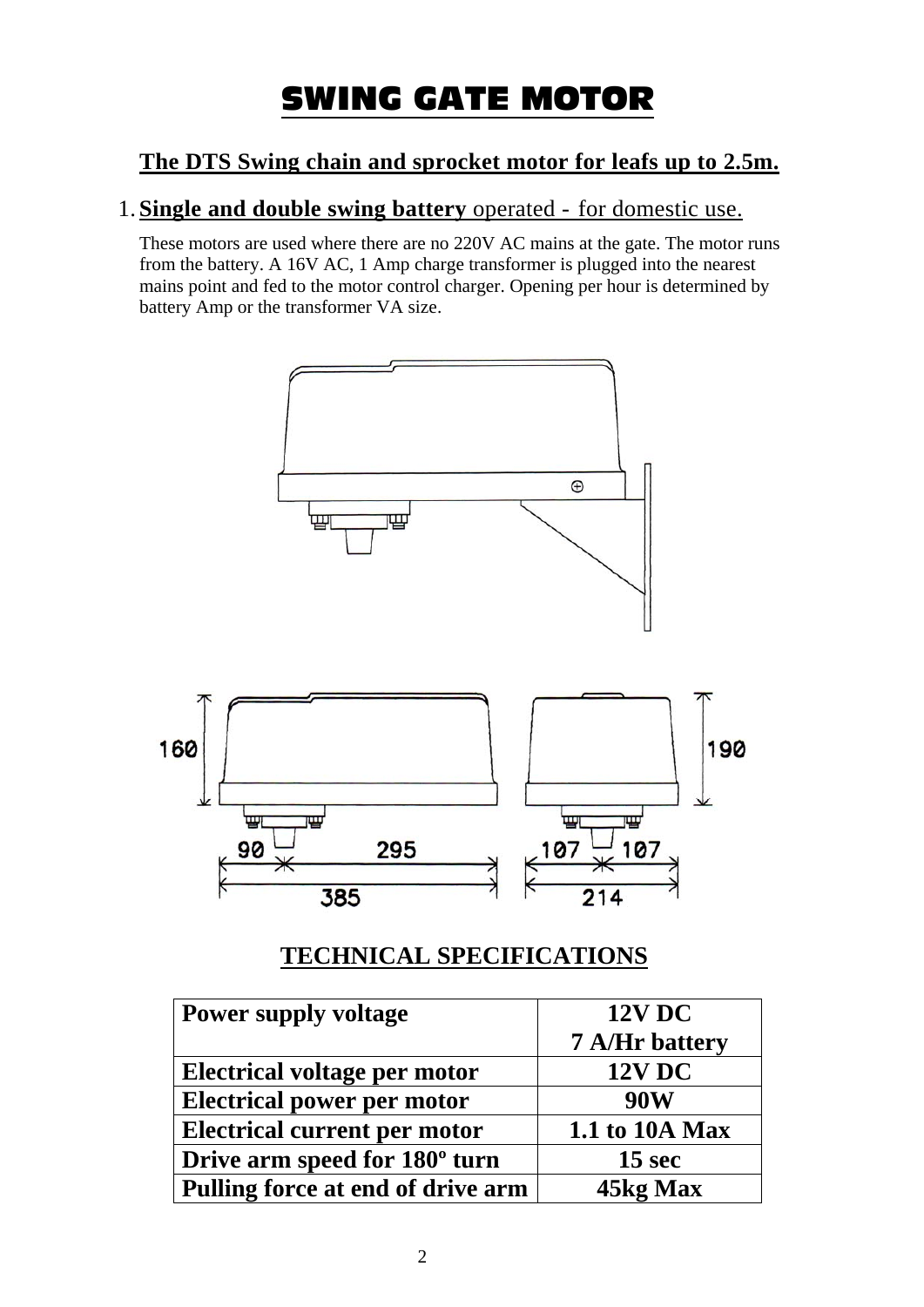# SWING GATE MOTOR

## The DTS Swing chain and sprocket motor for leafs up to 2.5m.

1. **Single and double swing battery** operated - for domestic use.

   These motors are used where there are no 220V AC mains at the gate. The motor runs from the battery. A 16V AC, 1 Amp charge transformer is plugged into the nearest mains point and fed to the motor control charger. Opening per hour is determined by battery Amp or the transformer VA size.

160 190

90 295 107 107

385 214

## TECHNICAL SPECIFICATIONS

| | |
|---|---|
| **Power supply voltage** | **12V DC**<br>**7 A/Hr battery** |
| **Electrical voltage per motor** | **12V DC** |
| **Electrical power per motor** | **90W** |
| **Electrical current per motor** | **1.1 to 10A Max** |
| **Drive arm speed for 180º turn** | **15 sec** |
| **Pulling force at end of drive arm** | **45kg Max** |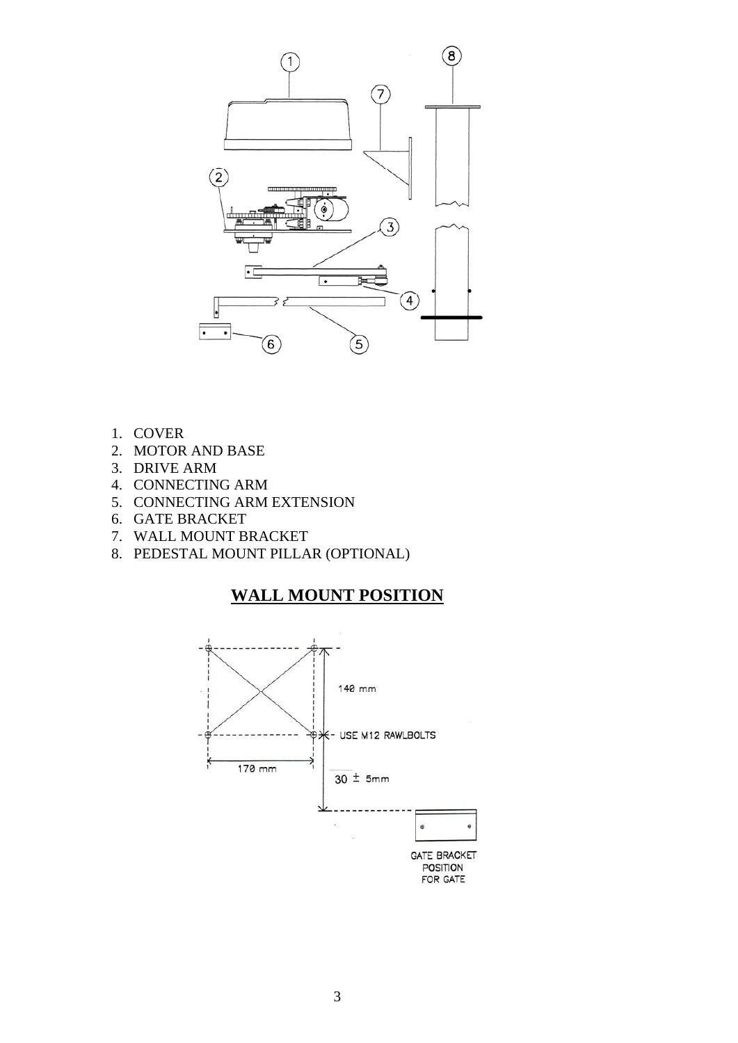1. COVER
2. MOTOR AND BASE
3. DRIVE ARM
4. CONNECTING ARM
5. CONNECTING ARM EXTENSION
6. GATE BRACKET
7. WALL MOUNT BRACKET
8. PEDESTAL MOUNT PILLAR (OPTIONAL)

## WALL MOUNT POSITION

140 mm

USE M12 RAWLBOLTS

170 mm

30 ± 5mm

GATE BRACKET POSITION FOR GATE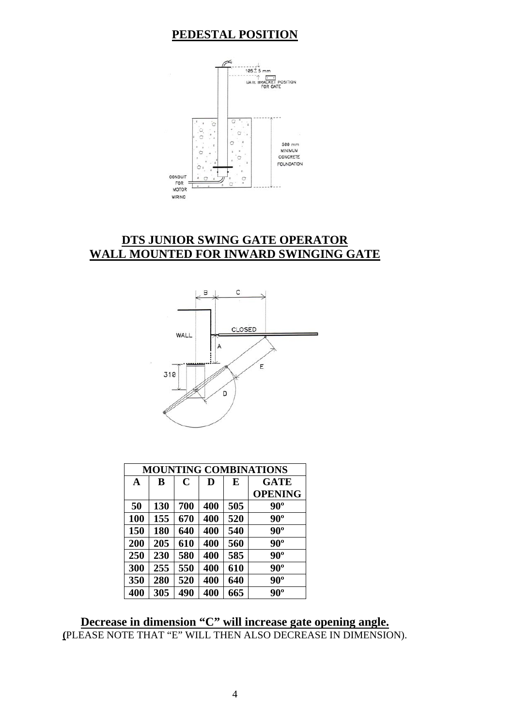## PEDESTAL POSITION

## DTS JUNIOR SWING GATE OPERATOR
## WALL MOUNTED FOR INWARD SWINGING GATE

| MOUNTING COMBINATIONS | | | | | |
|---|---|---|---|---|---|
| **A** | **B** | **C** | **D** | **E** | **GATE OPENING** |
| **50** | **130** | **700** | **400** | **505** | **90º** |
| **100** | **155** | **670** | **400** | **520** | **90º** |
| **150** | **180** | **640** | **400** | **540** | **90º** |
| **200** | **205** | **610** | **400** | **560** | **90º** |
| **250** | **230** | **580** | **400** | **585** | **90º** |
| **300** | **255** | **550** | **400** | **610** | **90º** |
| **350** | **280** | **520** | **400** | **640** | **90º** |
| **400** | **305** | **490** | **400** | **665** | **90º** |

**Decrease in dimension "C" will increase gate opening angle.**
**(**PLEASE NOTE THAT "E" WILL THEN ALSO DECREASE IN DIMENSION).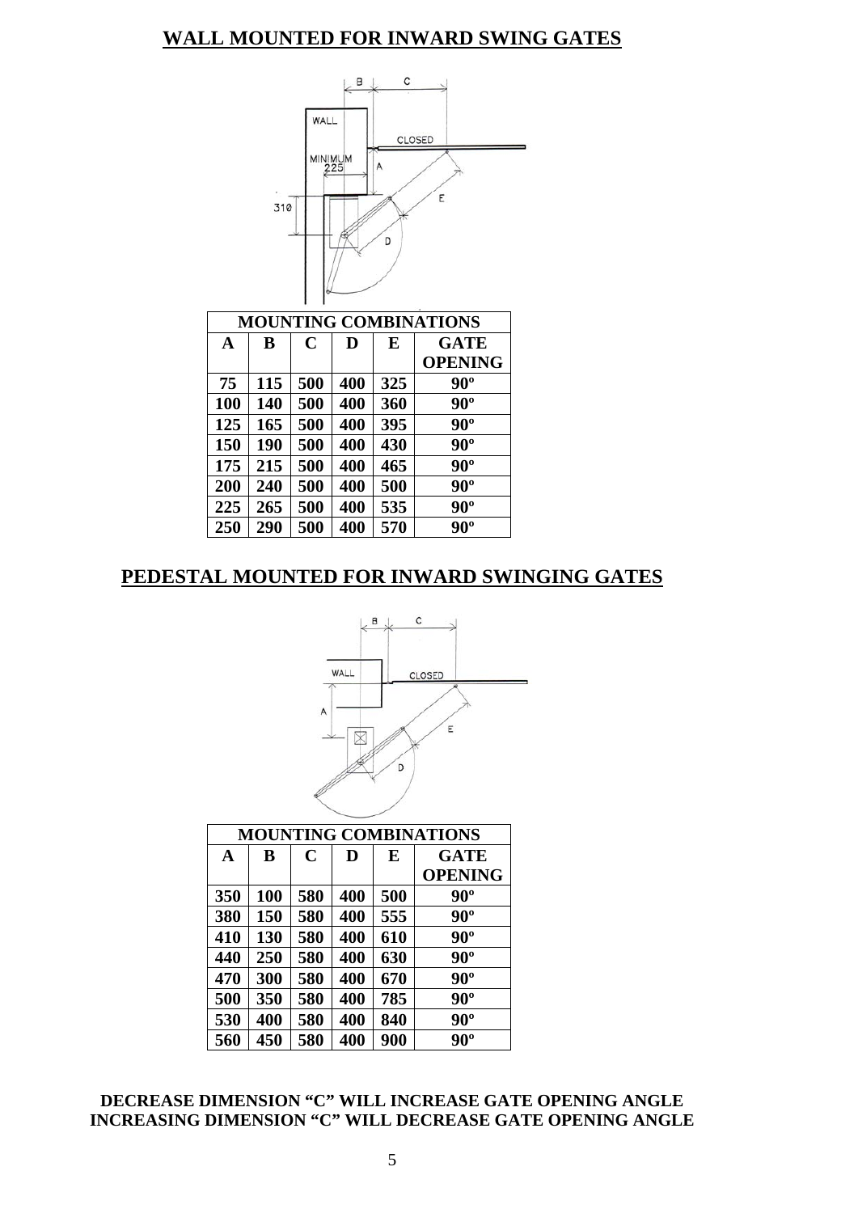## WALL MOUNTED FOR INWARD SWING GATES

| MOUNTING COMBINATIONS | | | | | |
|---|---|---|---|---|---|
| **A** | **B** | **C** | **D** | **E** | **GATE OPENING** |
| 75 | 115 | 500 | 400 | 325 | 90º |
| 100 | 140 | 500 | 400 | 360 | 90º |
| 125 | 165 | 500 | 400 | 395 | 90º |
| 150 | 190 | 500 | 400 | 430 | 90º |
| 175 | 215 | 500 | 400 | 465 | 90º |
| 200 | 240 | 500 | 400 | 500 | 90º |
| 225 | 265 | 500 | 400 | 535 | 90º |
| 250 | 290 | 500 | 400 | 570 | 90º |

## PEDESTAL MOUNTED FOR INWARD SWINGING GATES

| MOUNTING COMBINATIONS | | | | | |
|---|---|---|---|---|---|
| **A** | **B** | **C** | **D** | **E** | **GATE OPENING** |
| 350 | 100 | 580 | 400 | 500 | 90º |
| 380 | 150 | 580 | 400 | 555 | 90º |
| 410 | 130 | 580 | 400 | 610 | 90º |
| 440 | 250 | 580 | 400 | 630 | 90º |
| 470 | 300 | 580 | 400 | 670 | 90º |
| 500 | 350 | 580 | 400 | 785 | 90º |
| 530 | 400 | 580 | 400 | 840 | 90º |
| 560 | 450 | 580 | 400 | 900 | 90º |

**DECREASE DIMENSION "C" WILL INCREASE GATE OPENING ANGLE**
**INCREASING DIMENSION "C" WILL DECREASE GATE OPENING ANGLE**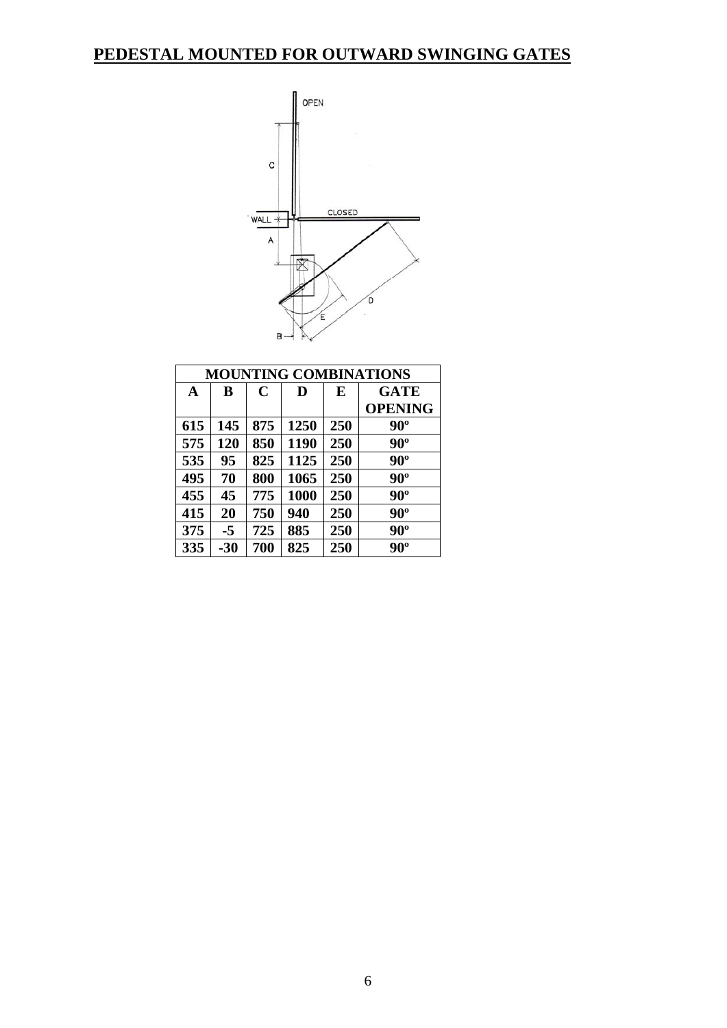## PEDESTAL MOUNTED FOR OUTWARD SWINGING GATES

| MOUNTING COMBINATIONS | | | | | |
|---|---|---|---|---|---|
| **A** | **B** | **C** | **D** | **E** | **GATE OPENING** |
| **615** | **145** | **875** | **1250** | **250** | **90º** |
| **575** | **120** | **850** | **1190** | **250** | **90º** |
| **535** | **95** | **825** | **1125** | **250** | **90º** |
| **495** | **70** | **800** | **1065** | **250** | **90º** |
| **455** | **45** | **775** | **1000** | **250** | **90º** |
| **415** | **20** | **750** | **940** | **250** | **90º** |
| **375** | **-5** | **725** | **885** | **250** | **90º** |
| **335** | **-30** | **700** | **825** | **250** | **90º** |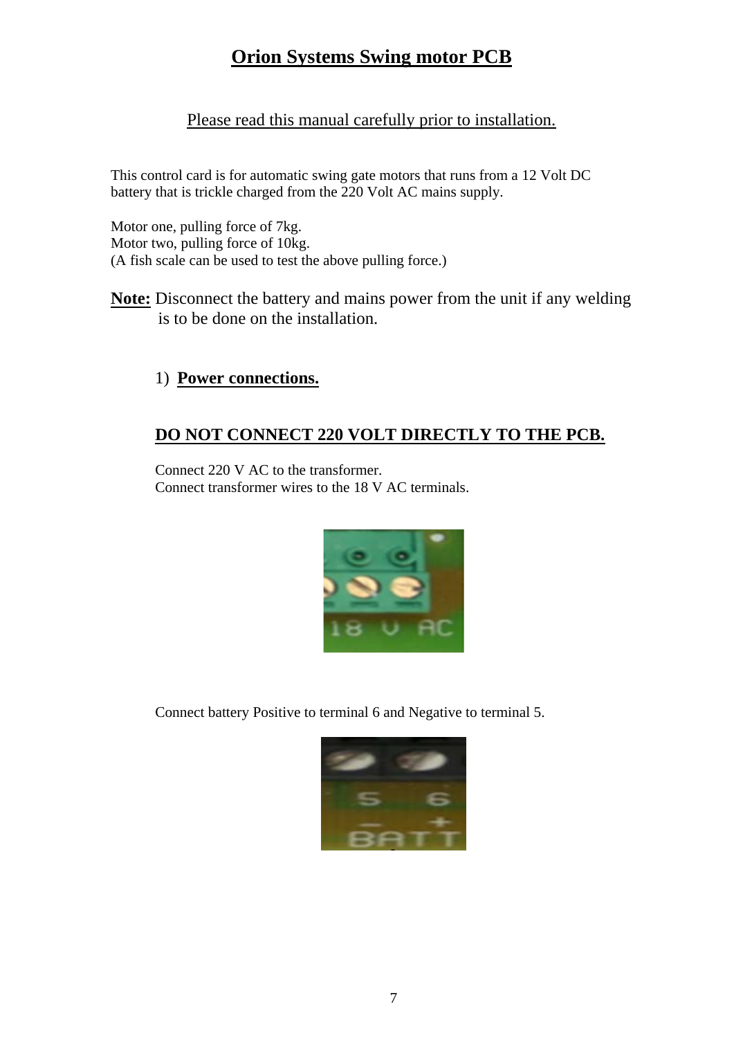# Orion Systems Swing motor PCB

Please read this manual carefully prior to installation.

This control card is for automatic swing gate motors that runs from a 12 Volt DC battery that is trickle charged from the 220 Volt AC mains supply.

Motor one, pulling force of 7kg.
Motor two, pulling force of 10kg.
(A fish scale can be used to test the above pulling force.)

**Note:** Disconnect the battery and mains power from the unit if any welding is to be done on the installation.

1) **Power connections.**

**DO NOT CONNECT 220 VOLT DIRECTLY TO THE PCB.**

Connect 220 V AC to the transformer.
Connect transformer wires to the 18 V AC terminals.

Connect battery Positive to terminal 6 and Negative to terminal 5.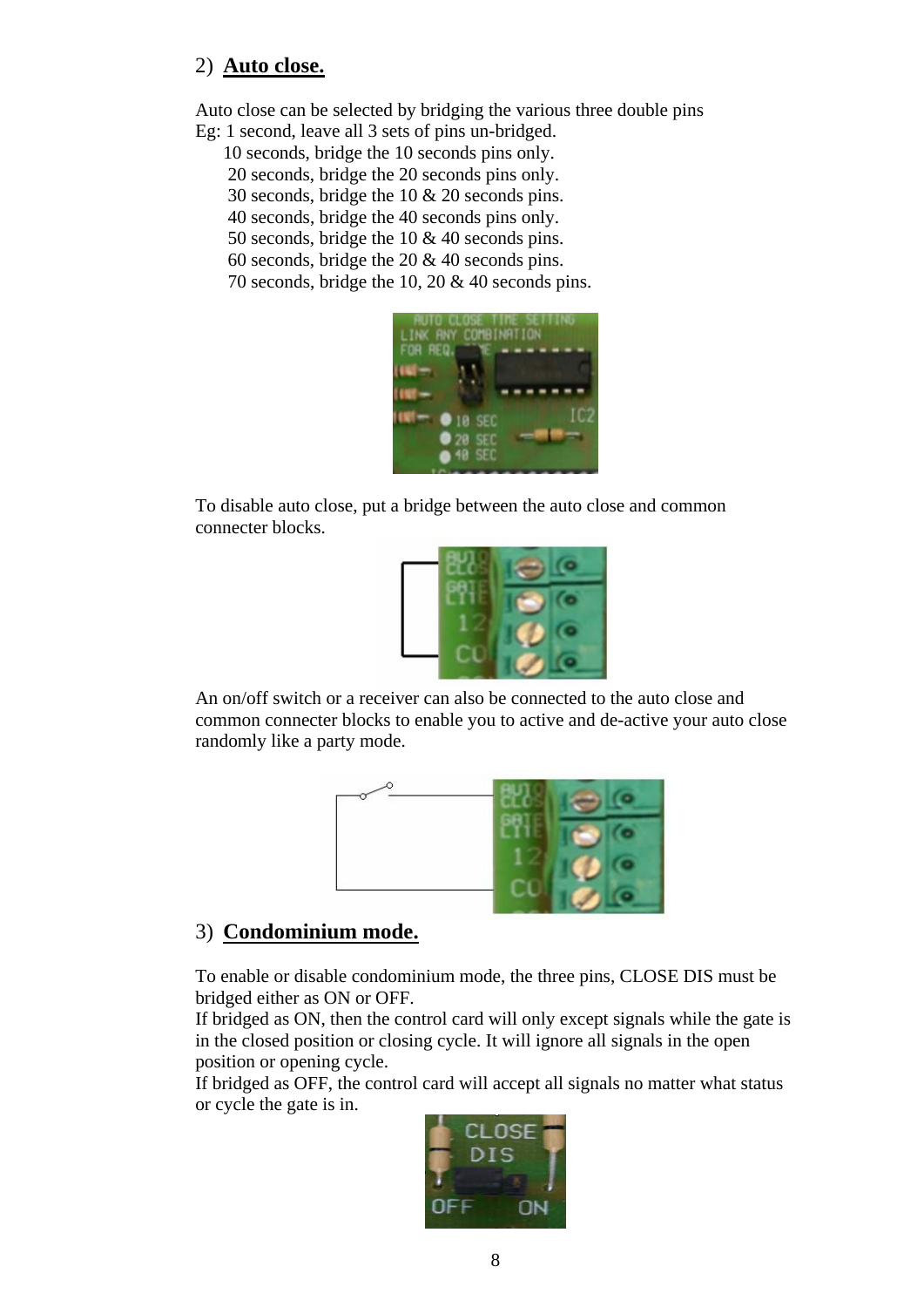## 2) Auto close.

Auto close can be selected by bridging the various three double pins
Eg: 1 second, leave all 3 sets of pins un-bridged.

10 seconds, bridge the 10 seconds pins only.
20 seconds, bridge the 20 seconds pins only.
30 seconds, bridge the 10 & 20 seconds pins.
40 seconds, bridge the 40 seconds pins only.
50 seconds, bridge the 10 & 40 seconds pins.
60 seconds, bridge the 20 & 40 seconds pins.
70 seconds, bridge the 10, 20 & 40 seconds pins.

To disable auto close, put a bridge between the auto close and common connecter blocks.

An on/off switch or a receiver can also be connected to the auto close and common connecter blocks to enable you to active and de-active your auto close randomly like a party mode.

## 3) Condominium mode.

To enable or disable condominium mode, the three pins, CLOSE DIS must be bridged either as ON or OFF.
If bridged as ON, then the control card will only except signals while the gate is in the closed position or closing cycle. It will ignore all signals in the open position or opening cycle.
If bridged as OFF, the control card will accept all signals no matter what status or cycle the gate is in.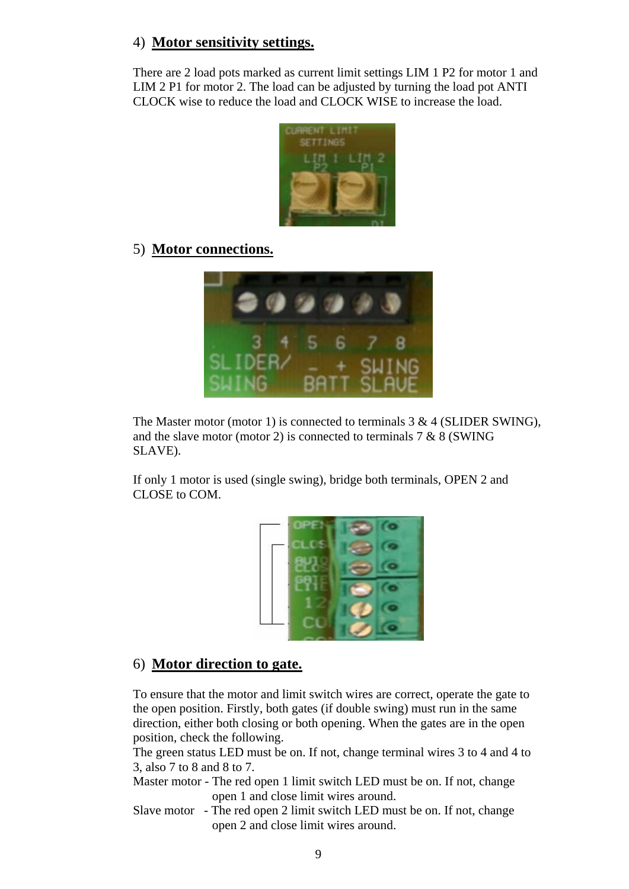## 4) **Motor sensitivity settings.**

There are 2 load pots marked as current limit settings LIM 1 P2 for motor 1 and LIM 2 P1 for motor 2. The load can be adjusted by turning the load pot ANTI CLOCK wise to reduce the load and CLOCK WISE to increase the load.

## 5) **Motor connections.**

The Master motor (motor 1) is connected to terminals 3 & 4 (SLIDER SWING), and the slave motor (motor 2) is connected to terminals 7 & 8 (SWING SLAVE).

If only 1 motor is used (single swing), bridge both terminals, OPEN 2 and CLOSE to COM.

## 6) **Motor direction to gate.**

To ensure that the motor and limit switch wires are correct, operate the gate to the open position. Firstly, both gates (if double swing) must run in the same direction, either both closing or both opening. When the gates are in the open position, check the following.

The green status LED must be on. If not, change terminal wires 3 to 4 and 4 to 3, also 7 to 8 and 8 to 7.

Master motor - The red open 1 limit switch LED must be on. If not, change open 1 and close limit wires around.

Slave motor - The red open 2 limit switch LED must be on. If not, change open 2 and close limit wires around.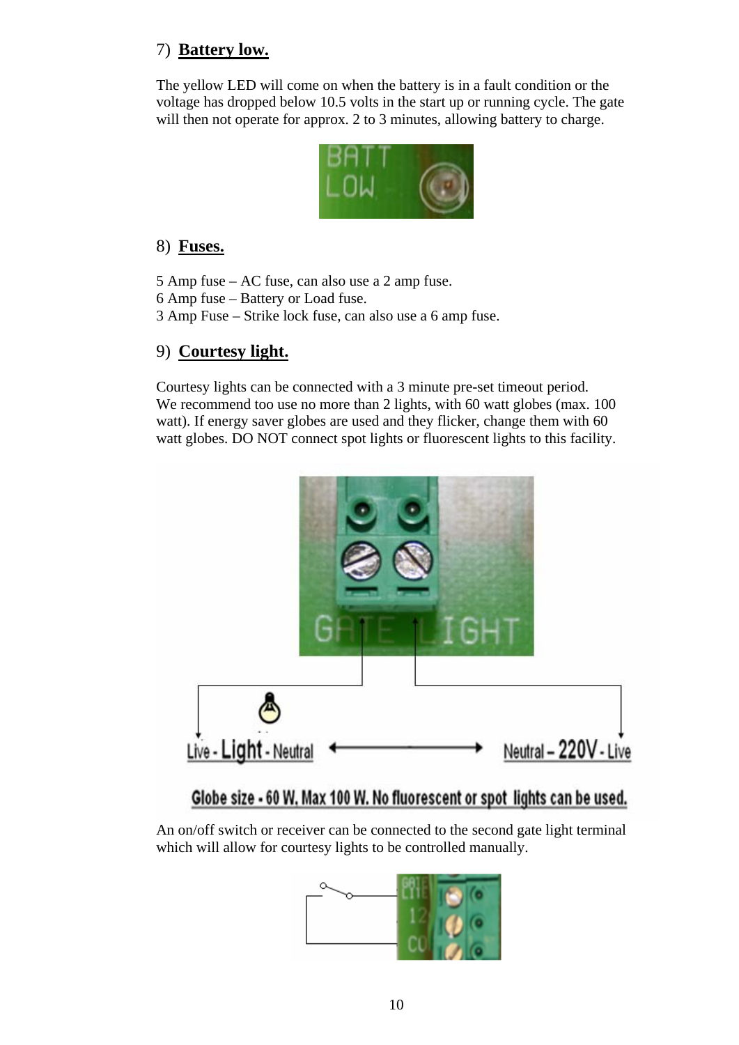## 7) Battery low.

The yellow LED will come on when the battery is in a fault condition or the voltage has dropped below 10.5 volts in the start up or running cycle. The gate will then not operate for approx. 2 to 3 minutes, allowing battery to charge.

## 8) Fuses.

5 Amp fuse – AC fuse, can also use a 2 amp fuse.
6 Amp fuse – Battery or Load fuse.
3 Amp Fuse – Strike lock fuse, can also use a 6 amp fuse.

## 9) Courtesy light.

Courtesy lights can be connected with a 3 minute pre-set timeout period.
We recommend too use no more than 2 lights, with 60 watt globes (max. 100 watt). If energy saver globes are used and they flicker, change them with 60 watt globes. DO NOT connect spot lights or fluorescent lights to this facility.

Live - Light - Neutral ⟷ Neutral – 220V - Live

Globe size - 60 W. Max 100 W. No fluorescent or spot lights can be used.

An on/off switch or receiver can be connected to the second gate light terminal which will allow for courtesy lights to be controlled manually.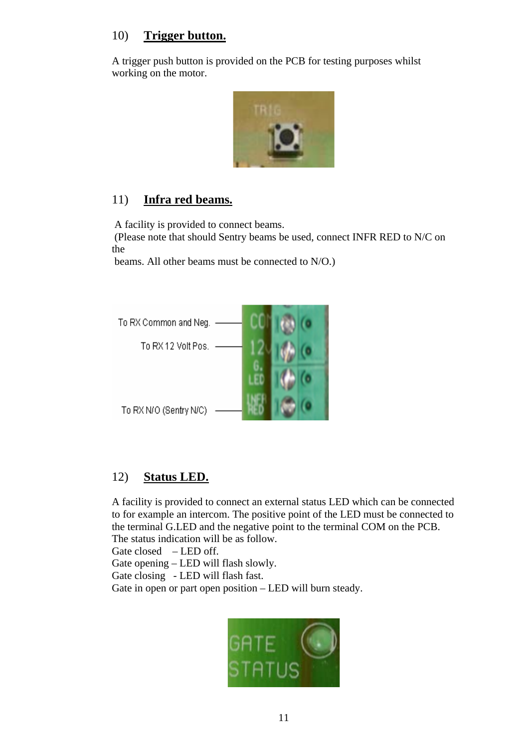## 10) **Trigger button.**

A trigger push button is provided on the PCB for testing purposes whilst working on the motor.

## 11) **Infra red beams.**

A facility is provided to connect beams.
(Please note that should Sentry beams be used, connect INFR RED to N/C on the beams. All other beams must be connected to N/O.)

To RX Common and Neg.

To RX 12 Volt Pos.

To RX N/O (Sentry N/C)

## 12) **Status LED.**

A facility is provided to connect an external status LED which can be connected to for example an intercom. The positive point of the LED must be connected to the terminal G.LED and the negative point to the terminal COM on the PCB. The status indication will be as follow.

Gate closed – LED off.
Gate opening – LED will flash slowly.
Gate closing - LED will flash fast.
Gate in open or part open position – LED will burn steady.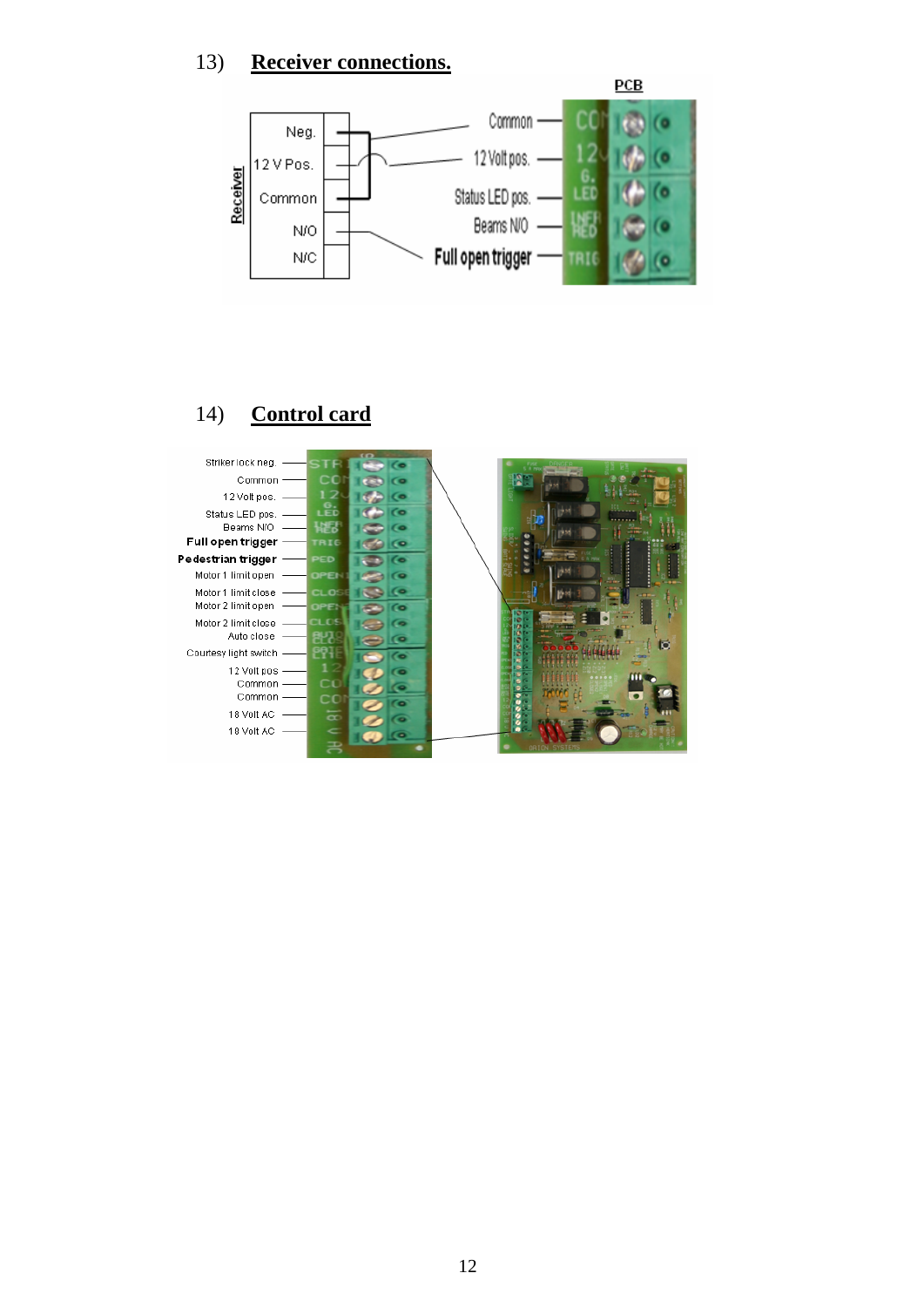13) **Receiver connections.**

PCB

Receiver

Neg.

12 V Pos.

Common

N/O

N/C

Common

12 Volt pos.

Status LED pos.

Beams N/O

Full open trigger

14) **Control card**

Striker lock neg.

Common

12 Volt pos.

Status LED pos.

Beams N/O

**Full open trigger**

**Pedestrian trigger**

Motor 1 limit open

Motor 1 limit close

Motor 2 limit open

Motor 2 limit close

Auto close

Courtesy light switch

12 Volt pos

Common

Common

18 Volt AC

18 Volt AC